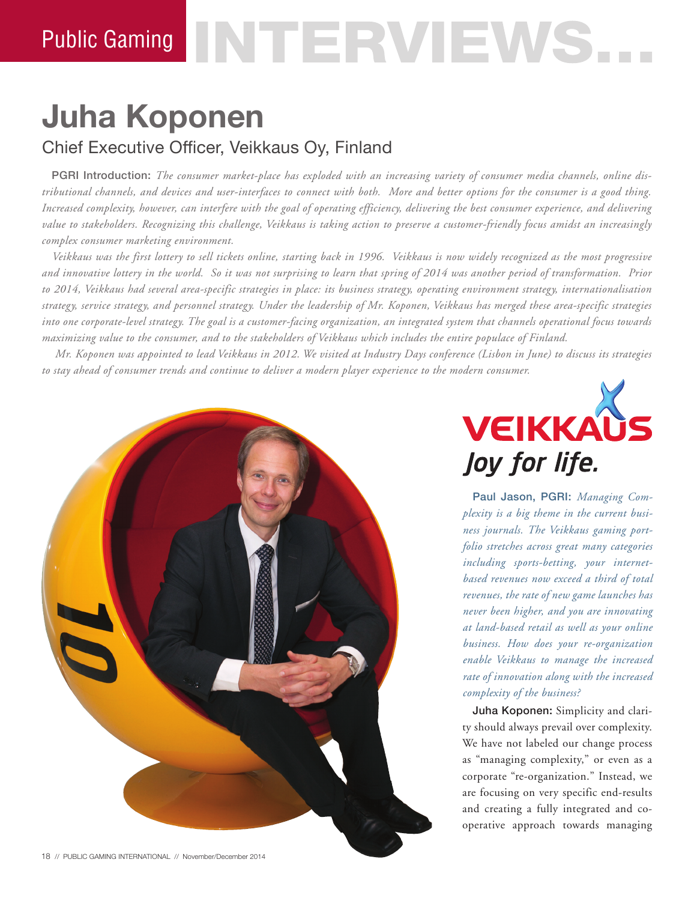# Public Gaming INTERVIEWS...

## Juha Koponen

### Chief Executive Officer, Veikkaus Oy, Finland

**PGRI Introduction:** *The consumer market-place has exploded with an increasing variety of consumer media channels, online distributional channels, and devices and user-interfaces to connect with both. More and better options for the consumer is a good thing. Increased complexity, however, can interfere with the goal of operating efficiency, delivering the best consumer experience, and delivering value to stakeholders. Recognizing this challenge, Veikkaus is taking action to preserve a customer-friendly focus amidst an increasingly complex consumer marketing environment.*

*Veikkaus was the first lottery to sell tickets online, starting back in 1996. Veikkaus is now widely recognized as the most progressive and innovative lottery in the world. So it was not surprising to learn that spring of 2014 was another period of transformation. Prior to 2014, Veikkaus had several area-specific strategies in place: its business strategy, operating environment strategy, internationalisation strategy, service strategy, and personnel strategy. Under the leadership of Mr. Koponen, Veikkaus has merged these area-specific strategies into one corporate-level strategy. The goal is a customer-facing organization, an integrated system that channels operational focus towards maximizing value to the consumer, and to the stakeholders of Veikkaus which includes the entire populace of Finland.*

*Mr. Koponen was appointed to lead Veikkaus in 2012. We visited at Industry Days conference (Lisbon in June) to discuss its strategies to stay ahead of consumer trends and continue to deliver a modern player experience to the modern consumer.*

VEIKKAUS *Joy for life.*

**Paul Jason, PGRI:** *Managing Complexity is a big theme in the current business journals. The Veikkaus gaming portfolio stretches across great many categories including sports-betting, your internet-based revenues now exceed a third of total revenues, the rate of new game launches has never been higher, and you are innovating at land-based retail as well as your online business. How does your re-organization enable Veikkaus to manage the increased rate of innovation along with the increased complexity of the business?*

**Juha Koponen:** Simplicity and clarity should always prevail over complexity. We have not labeled our change process as "managing complexity," or even as a corporate "re-organization." Instead, we are focusing on very specific end-results and creating a fully integrated and co-operative approach towards managing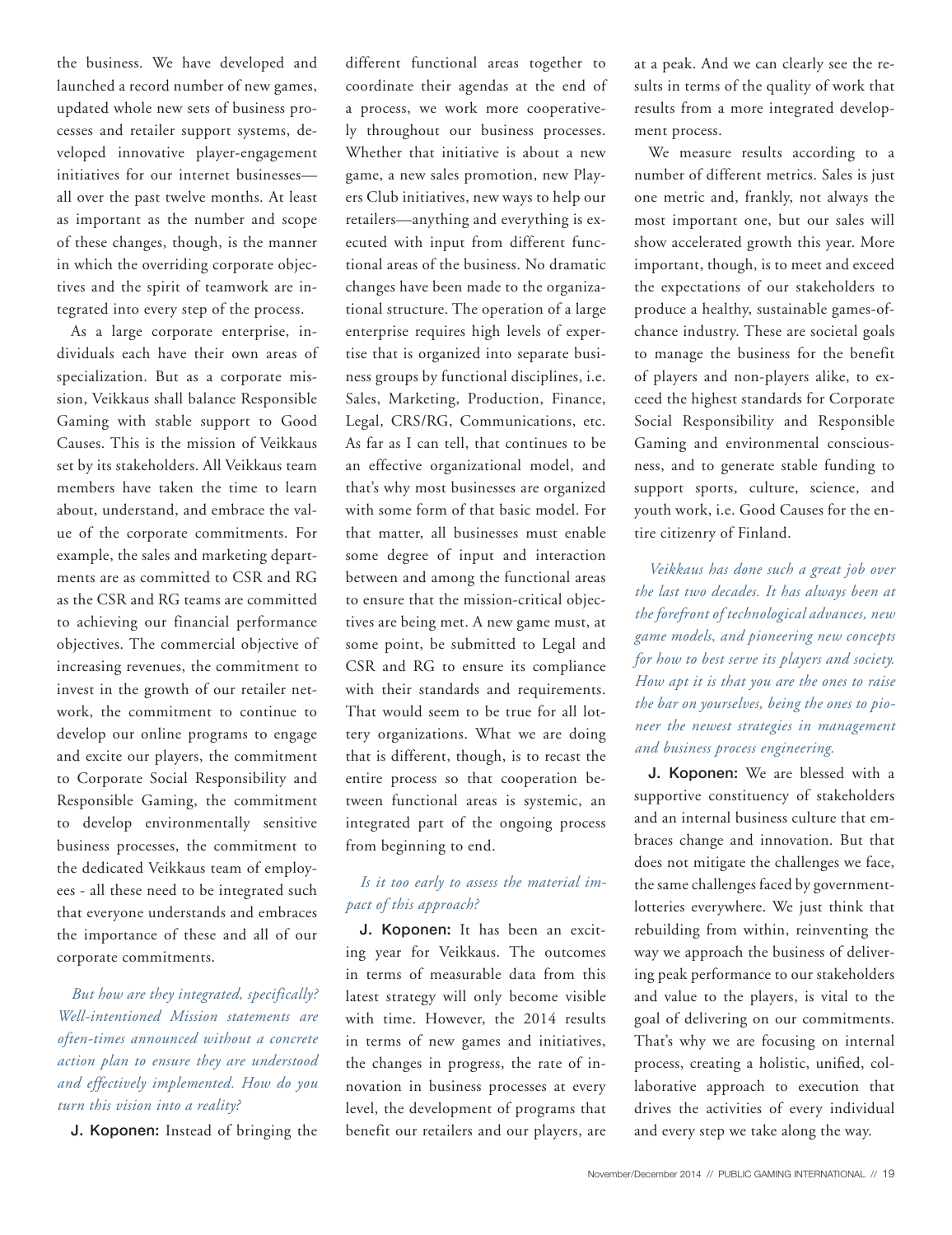the business. We have developed and launched a record number of new games, updated whole new sets of business processes and retailer support systems, developed innovative player-engagement initiatives for our internet businesses—all over the past twelve months. At least as important as the number and scope of these changes, though, is the manner in which the overriding corporate objectives and the spirit of teamwork are integrated into every step of the process.

As a large corporate enterprise, individuals each have their own areas of specialization. But as a corporate mission, Veikkaus shall balance Responsible Gaming with stable support to Good Causes. This is the mission of Veikkaus set by its stakeholders. All Veikkaus team members have taken the time to learn about, understand, and embrace the value of the corporate commitments. For example, the sales and marketing departments are as committed to CSR and RG as the CSR and RG teams are committed to achieving our financial performance objectives. The commercial objective of increasing revenues, the commitment to invest in the growth of our retailer network, the commitment to continue to develop our online programs to engage and excite our players, the commitment to Corporate Social Responsibility and Responsible Gaming, the commitment to develop environmentally sensitive business processes, the commitment to the dedicated Veikkaus team of employees - all these need to be integrated such that everyone understands and embraces the importance of these and all of our corporate commitments.

*But how are they integrated, specifically? Well-intentioned Mission statements are often-times announced without a concrete action plan to ensure they are understood and effectively implemented. How do you turn this vision into a reality?*

**J. Koponen:** Instead of bringing the different functional areas together to coordinate their agendas at the end of a process, we work more cooperatively throughout our business processes. Whether that initiative is about a new game, a new sales promotion, new Players Club initiatives, new ways to help our retailers—anything and everything is executed with input from different functional areas of the business. No dramatic changes have been made to the organizational structure. The operation of a large enterprise requires high levels of expertise that is organized into separate business groups by functional disciplines, i.e. Sales, Marketing, Production, Finance, Legal, CRS/RG, Communications, etc. As far as I can tell, that continues to be an effective organizational model, and that's why most businesses are organized with some form of that basic model. For that matter, all businesses must enable some degree of input and interaction between and among the functional areas to ensure that the mission-critical objectives are being met. A new game must, at some point, be submitted to Legal and CSR and RG to ensure its compliance with their standards and requirements. That would seem to be true for all lottery organizations. What we are doing that is different, though, is to recast the entire process so that cooperation between functional areas is systemic, an integrated part of the ongoing process from beginning to end.

*Is it too early to assess the material impact of this approach?*

**J. Koponen:** It has been an exciting year for Veikkaus. The outcomes in terms of measurable data from this latest strategy will only become visible with time. However, the 2014 results in terms of new games and initiatives, the changes in progress, the rate of innovation in business processes at every level, the development of programs that benefit our retailers and our players, are at a peak. And we can clearly see the results in terms of the quality of work that results from a more integrated development process.

We measure results according to a number of different metrics. Sales is just one metric and, frankly, not always the most important one, but our sales will show accelerated growth this year. More important, though, is to meet and exceed the expectations of our stakeholders to produce a healthy, sustainable games-of-chance industry. These are societal goals to manage the business for the benefit of players and non-players alike, to exceed the highest standards for Corporate Social Responsibility and Responsible Gaming and environmental consciousness, and to generate stable funding to support sports, culture, science, and youth work, i.e. Good Causes for the entire citizenry of Finland.

*Veikkaus has done such a great job over the last two decades. It has always been at the forefront of technological advances, new game models, and pioneering new concepts for how to best serve its players and society. How apt it is that you are the ones to raise the bar on yourselves, being the ones to pioneer the newest strategies in management and business process engineering.*

**J. Koponen:** We are blessed with a supportive constituency of stakeholders and an internal business culture that embraces change and innovation. But that does not mitigate the challenges we face, the same challenges faced by government-lotteries everywhere. We just think that rebuilding from within, reinventing the way we approach the business of delivering peak performance to our stakeholders and value to the players, is vital to the goal of delivering on our commitments. That's why we are focusing on internal process, creating a holistic, unified, collaborative approach to execution that drives the activities of every individual and every step we take along the way.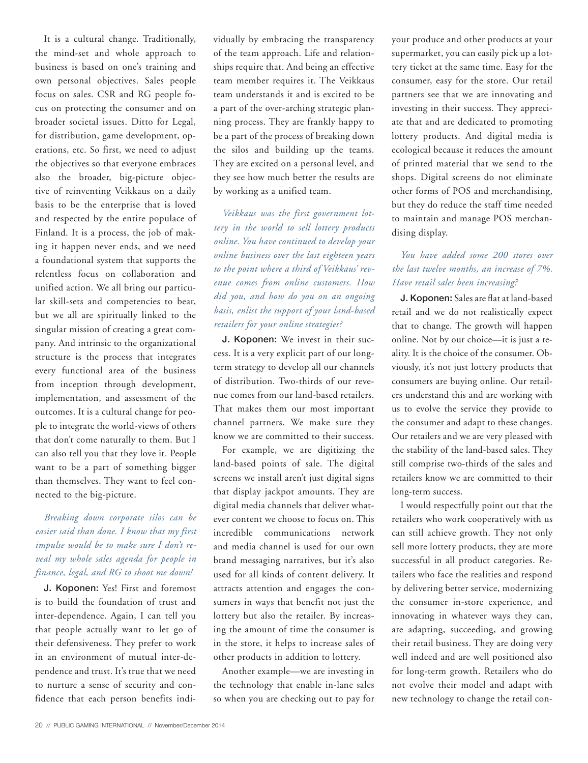It is a cultural change. Traditionally, the mind-set and whole approach to business is based on one's training and own personal objectives. Sales people focus on sales. CSR and RG people focus on protecting the consumer and on broader societal issues. Ditto for Legal, for distribution, game development, operations, etc. So first, we need to adjust the objectives so that everyone embraces also the broader, big-picture objective of reinventing Veikkaus on a daily basis to be the enterprise that is loved and respected by the entire populace of Finland. It is a process, the job of making it happen never ends, and we need a foundational system that supports the relentless focus on collaboration and unified action. We all bring our particular skill-sets and competencies to bear, but we all are spiritually linked to the singular mission of creating a great company. And intrinsic to the organizational structure is the process that integrates every functional area of the business from inception through development, implementation, and assessment of the outcomes. It is a cultural change for people to integrate the world-views of others that don't come naturally to them. But I can also tell you that they love it. People want to be a part of something bigger than themselves. They want to feel connected to the big-picture.

*Breaking down corporate silos can be easier said than done. I know that my first impulse would be to make sure I don't reveal my whole sales agenda for people in finance, legal, and RG to shoot me down!*

**J. Koponen:** Yes! First and foremost is to build the foundation of trust and inter-dependence. Again, I can tell you that people actually want to let go of their defensiveness. They prefer to work in an environment of mutual inter-dependence and trust. It's true that we need to nurture a sense of security and confidence that each person benefits individually by embracing the transparency of the team approach. Life and relationships require that. And being an effective team member requires it. The Veikkaus team understands it and is excited to be a part of the over-arching strategic planning process. They are frankly happy to be a part of the process of breaking down the silos and building up the teams. They are excited on a personal level, and they see how much better the results are by working as a unified team.

*Veikkaus was the first government lottery in the world to sell lottery products online. You have continued to develop your online business over the last eighteen years to the point where a third of Veikkaus' revenue comes from online customers. How did you, and how do you on an ongoing basis, enlist the support of your land-based retailers for your online strategies?*

**J. Koponen:** We invest in their success. It is a very explicit part of our long-term strategy to develop all our channels of distribution. Two-thirds of our revenue comes from our land-based retailers. That makes them our most important channel partners. We make sure they know we are committed to their success.

For example, we are digitizing the land-based points of sale. The digital screens we install aren't just digital signs that display jackpot amounts. They are digital media channels that deliver whatever content we choose to focus on. This incredible communications network and media channel is used for our own brand messaging narratives, but it's also used for all kinds of content delivery. It attracts attention and engages the consumers in ways that benefit not just the lottery but also the retailer. By increasing the amount of time the consumer is in the store, it helps to increase sales of other products in addition to lottery.

Another example—we are investing in the technology that enable in-lane sales so when you are checking out to pay for your produce and other products at your supermarket, you can easily pick up a lottery ticket at the same time. Easy for the consumer, easy for the store. Our retail partners see that we are innovating and investing in their success. They appreciate that and are dedicated to promoting lottery products. And digital media is ecological because it reduces the amount of printed material that we send to the shops. Digital screens do not eliminate other forms of POS and merchandising, but they do reduce the staff time needed to maintain and manage POS merchandising display.

*You have added some 200 stores over the last twelve months, an increase of 7%. Have retail sales been increasing?*

**J. Koponen:** Sales are flat at land-based retail and we do not realistically expect that to change. The growth will happen online. Not by our choice—it is just a reality. It is the choice of the consumer. Obviously, it's not just lottery products that consumers are buying online. Our retailers understand this and are working with us to evolve the service they provide to the consumer and adapt to these changes. Our retailers and we are very pleased with the stability of the land-based sales. They still comprise two-thirds of the sales and retailers know we are committed to their long-term success.

I would respectfully point out that the retailers who work cooperatively with us can still achieve growth. They not only sell more lottery products, they are more successful in all product categories. Retailers who face the realities and respond by delivering better service, modernizing the consumer in-store experience, and innovating in whatever ways they can, are adapting, succeeding, and growing their retail business. They are doing very well indeed and are well positioned also for long-term growth. Retailers who do not evolve their model and adapt with new technology to change the retail con-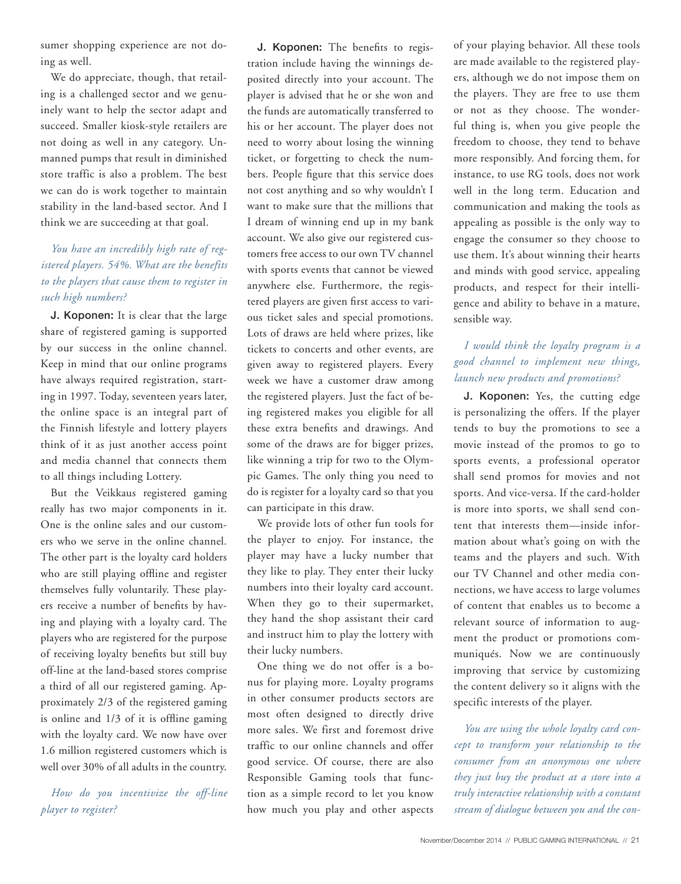sumer shopping experience are not doing as well.

We do appreciate, though, that retailing is a challenged sector and we genuinely want to help the sector adapt and succeed. Smaller kiosk-style retailers are not doing as well in any category. Unmanned pumps that result in diminished store traffic is also a problem. The best we can do is work together to maintain stability in the land-based sector. And I think we are succeeding at that goal.

*You have an incredibly high rate of registered players. 54%. What are the benefits to the players that cause them to register in such high numbers?*

**J. Koponen:** It is clear that the large share of registered gaming is supported by our success in the online channel. Keep in mind that our online programs have always required registration, starting in 1997. Today, seventeen years later, the online space is an integral part of the Finnish lifestyle and lottery players think of it as just another access point and media channel that connects them to all things including Lottery.

But the Veikkaus registered gaming really has two major components in it. One is the online sales and our customers who we serve in the online channel. The other part is the loyalty card holders who are still playing offline and register themselves fully voluntarily. These players receive a number of benefits by having and playing with a loyalty card. The players who are registered for the purpose of receiving loyalty benefits but still buy off-line at the land-based stores comprise a third of all our registered gaming. Approximately 2/3 of the registered gaming is online and 1/3 of it is offline gaming with the loyalty card. We now have over 1.6 million registered customers which is well over 30% of all adults in the country.

*How do you incentivize the off-line player to register?*

**J. Koponen:** The benefits to registration include having the winnings deposited directly into your account. The player is advised that he or she won and the funds are automatically transferred to his or her account. The player does not need to worry about losing the winning ticket, or forgetting to check the numbers. People figure that this service does not cost anything and so why wouldn't I want to make sure that the millions that I dream of winning end up in my bank account. We also give our registered customers free access to our own TV channel with sports events that cannot be viewed anywhere else. Furthermore, the registered players are given first access to various ticket sales and special promotions. Lots of draws are held where prizes, like tickets to concerts and other events, are given away to registered players. Every week we have a customer draw among the registered players. Just the fact of being registered makes you eligible for all these extra benefits and drawings. And some of the draws are for bigger prizes, like winning a trip for two to the Olympic Games. The only thing you need to do is register for a loyalty card so that you can participate in this draw.

We provide lots of other fun tools for the player to enjoy. For instance, the player may have a lucky number that they like to play. They enter their lucky numbers into their loyalty card account. When they go to their supermarket, they hand the shop assistant their card and instruct him to play the lottery with their lucky numbers.

One thing we do not offer is a bonus for playing more. Loyalty programs in other consumer products sectors are most often designed to directly drive more sales. We first and foremost drive traffic to our online channels and offer good service. Of course, there are also Responsible Gaming tools that function as a simple record to let you know how much you play and other aspects of your playing behavior. All these tools are made available to the registered players, although we do not impose them on the players. They are free to use them or not as they choose. The wonderful thing is, when you give people the freedom to choose, they tend to behave more responsibly. And forcing them, for instance, to use RG tools, does not work well in the long term. Education and communication and making the tools as appealing as possible is the only way to engage the consumer so they choose to use them. It's about winning their hearts and minds with good service, appealing products, and respect for their intelligence and ability to behave in a mature, sensible way.

*I would think the loyalty program is a good channel to implement new things, launch new products and promotions?*

**J. Koponen:** Yes, the cutting edge is personalizing the offers. If the player tends to buy the promotions to see a movie instead of the promos to go to sports events, a professional operator shall send promos for movies and not sports. And vice-versa. If the card-holder is more into sports, we shall send content that interests them—inside information about what's going on with the teams and the players and such. With our TV Channel and other media connections, we have access to large volumes of content that enables us to become a relevant source of information to augment the product or promotions communiqués. Now we are continuously improving that service by customizing the content delivery so it aligns with the specific interests of the player.

*You are using the whole loyalty card concept to transform your relationship to the consumer from an anonymous one where they just buy the product at a store into a truly interactive relationship with a constant stream of dialogue between you and the con-*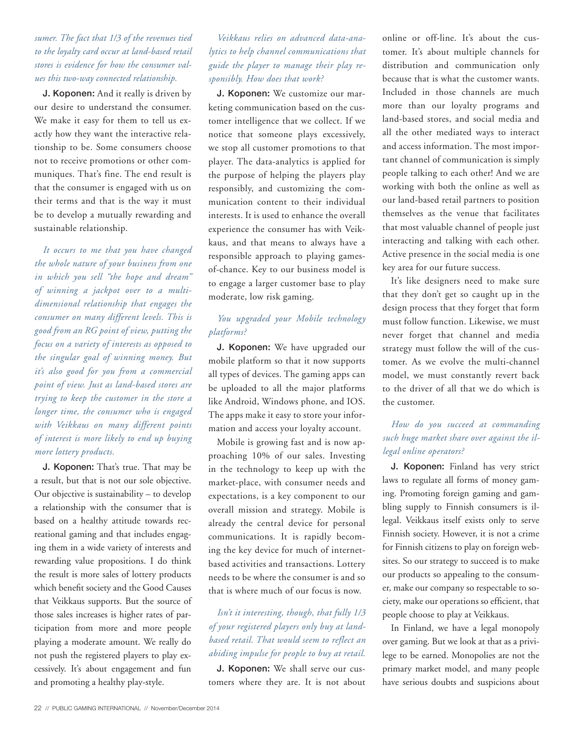*sumer. The fact that 1/3 of the revenues tied to the loyalty card occur at land-based retail stores is evidence for how the consumer values this two-way connected relationship.*

**J. Koponen:** And it really is driven by our desire to understand the consumer. We make it easy for them to tell us exactly how they want the interactive relationship to be. Some consumers choose not to receive promotions or other communiques. That's fine. The end result is that the consumer is engaged with us on their terms and that is the way it must be to develop a mutually rewarding and sustainable relationship.

*It occurs to me that you have changed the whole nature of your business from one in which you sell "the hope and dream" of winning a jackpot over to a multi-dimensional relationship that engages the consumer on many different levels. This is good from an RG point of view, putting the focus on a variety of interests as opposed to the singular goal of winning money. But it's also good for you from a commercial point of view. Just as land-based stores are trying to keep the customer in the store a longer time, the consumer who is engaged with Veikkaus on many different points of interest is more likely to end up buying more lottery products.*

**J. Koponen:** That's true. That may be a result, but that is not our sole objective. Our objective is sustainability – to develop a relationship with the consumer that is based on a healthy attitude towards recreational gaming and that includes engaging them in a wide variety of interests and rewarding value propositions. I do think the result is more sales of lottery products which benefit society and the Good Causes that Veikkaus supports. But the source of those sales increases is higher rates of participation from more and more people playing a moderate amount. We really do not push the registered players to play excessively. It's about engagement and fun and promoting a healthy play-style.

*Veikkaus relies on advanced data-analytics to help channel communications that guide the player to manage their play responsibly. How does that work?*

**J. Koponen:** We customize our marketing communication based on the customer intelligence that we collect. If we notice that someone plays excessively, we stop all customer promotions to that player. The data-analytics is applied for the purpose of helping the players play responsibly, and customizing the communication content to their individual interests. It is used to enhance the overall experience the consumer has with Veikkaus, and that means to always have a responsible approach to playing games-of-chance. Key to our business model is to engage a larger customer base to play moderate, low risk gaming.

*You upgraded your Mobile technology platforms?*

**J. Koponen:** We have upgraded our mobile platform so that it now supports all types of devices. The gaming apps can be uploaded to all the major platforms like Android, Windows phone, and IOS. The apps make it easy to store your information and access your loyalty account.

Mobile is growing fast and is now approaching 10% of our sales. Investing in the technology to keep up with the market-place, with consumer needs and expectations, is a key component to our overall mission and strategy. Mobile is already the central device for personal communications. It is rapidly becoming the key device for much of internet-based activities and transactions. Lottery needs to be where the consumer is and so that is where much of our focus is now.

*Isn't it interesting, though, that fully 1/3 of your registered players only buy at land-based retail. That would seem to reflect an abiding impulse for people to buy at retail.*

**J. Koponen:** We shall serve our customers where they are. It is not about online or off-line. It's about the customer. It's about multiple channels for distribution and communication only because that is what the customer wants. Included in those channels are much more than our loyalty programs and land-based stores, and social media and all the other mediated ways to interact and access information. The most important channel of communication is simply people talking to each other! And we are working with both the online as well as our land-based retail partners to position themselves as the venue that facilitates that most valuable channel of people just interacting and talking with each other. Active presence in the social media is one key area for our future success.

It's like designers need to make sure that they don't get so caught up in the design process that they forget that form must follow function. Likewise, we must never forget that channel and media strategy must follow the will of the customer. As we evolve the multi-channel model, we must constantly revert back to the driver of all that we do which is the customer.

*How do you succeed at commanding such huge market share over against the illegal online operators?*

**J. Koponen:** Finland has very strict laws to regulate all forms of money gaming. Promoting foreign gaming and gambling supply to Finnish consumers is illegal. Veikkaus itself exists only to serve Finnish society. However, it is not a crime for Finnish citizens to play on foreign websites. So our strategy to succeed is to make our products so appealing to the consumer, make our company so respectable to society, make our operations so efficient, that people choose to play at Veikkaus.

In Finland, we have a legal monopoly over gaming. But we look at that as a privilege to be earned. Monopolies are not the primary market model, and many people have serious doubts and suspicions about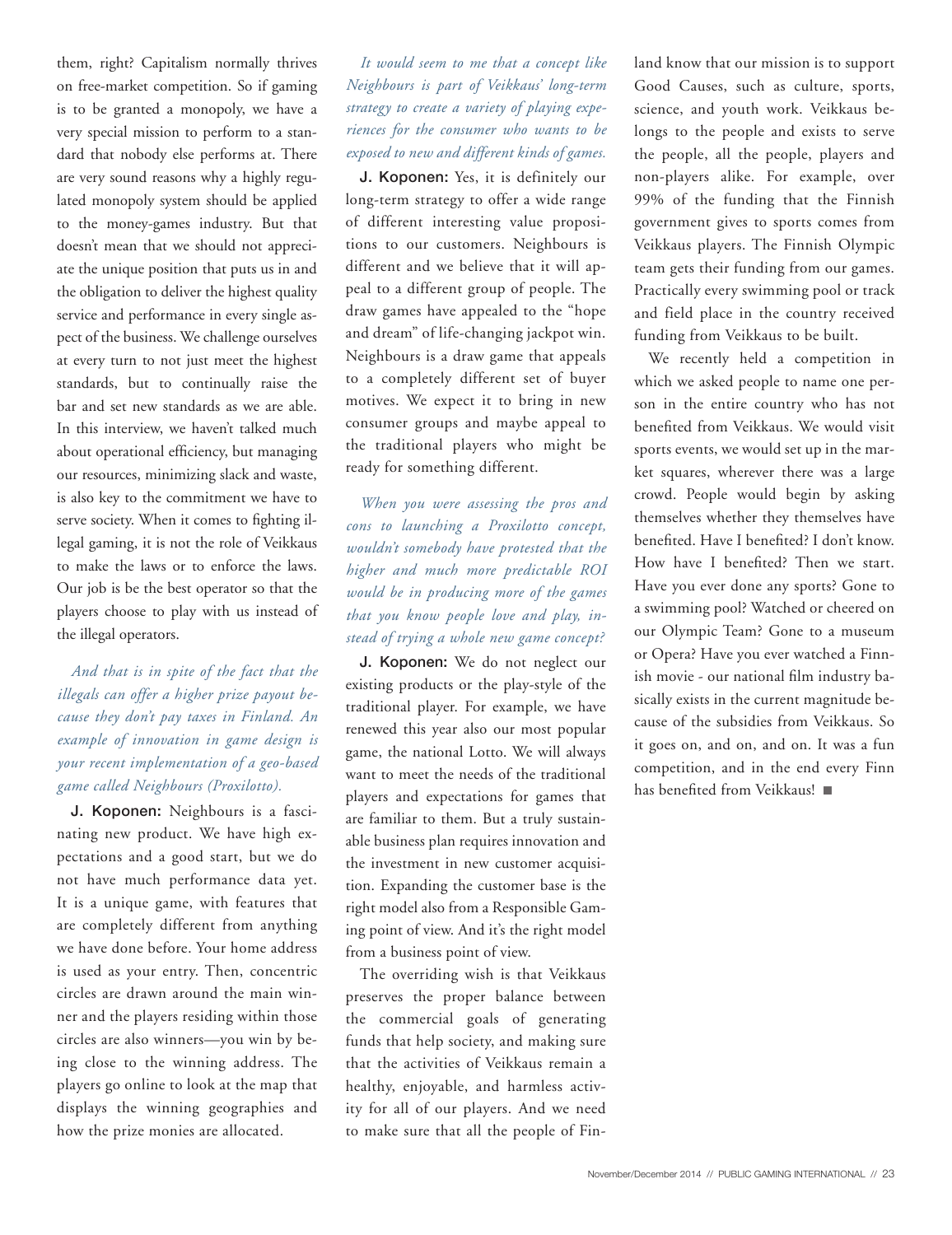them, right? Capitalism normally thrives on free-market competition. So if gaming is to be granted a monopoly, we have a very special mission to perform to a standard that nobody else performs at. There are very sound reasons why a highly regulated monopoly system should be applied to the money-games industry. But that doesn't mean that we should not appreciate the unique position that puts us in and the obligation to deliver the highest quality service and performance in every single aspect of the business. We challenge ourselves at every turn to not just meet the highest standards, but to continually raise the bar and set new standards as we are able. In this interview, we haven't talked much about operational efficiency, but managing our resources, minimizing slack and waste, is also key to the commitment we have to serve society. When it comes to fighting illegal gaming, it is not the role of Veikkaus to make the laws or to enforce the laws. Our job is be the best operator so that the players choose to play with us instead of the illegal operators.

*And that is in spite of the fact that the illegals can offer a higher prize payout because they don't pay taxes in Finland. An example of innovation in game design is your recent implementation of a geo-based game called Neighbours (Proxilotto).*

**J. Koponen:** Neighbours is a fascinating new product. We have high expectations and a good start, but we do not have much performance data yet. It is a unique game, with features that are completely different from anything we have done before. Your home address is used as your entry. Then, concentric circles are drawn around the main winner and the players residing within those circles are also winners—you win by being close to the winning address. The players go online to look at the map that displays the winning geographies and how the prize monies are allocated.

*It would seem to me that a concept like Neighbours is part of Veikkaus' long-term strategy to create a variety of playing experiences for the consumer who wants to be exposed to new and different kinds of games.*

**J. Koponen:** Yes, it is definitely our long-term strategy to offer a wide range of different interesting value propositions to our customers. Neighbours is different and we believe that it will appeal to a different group of people. The draw games have appealed to the "hope and dream" of life-changing jackpot win. Neighbours is a draw game that appeals to a completely different set of buyer motives. We expect it to bring in new consumer groups and maybe appeal to the traditional players who might be ready for something different.

*When you were assessing the pros and cons to launching a Proxilotto concept, wouldn't somebody have protested that the higher and much more predictable ROI would be in producing more of the games that you know people love and play, instead of trying a whole new game concept?*

**J. Koponen:** We do not neglect our existing products or the play-style of the traditional player. For example, we have renewed this year also our most popular game, the national Lotto. We will always want to meet the needs of the traditional players and expectations for games that are familiar to them. But a truly sustainable business plan requires innovation and the investment in new customer acquisition. Expanding the customer base is the right model also from a Responsible Gaming point of view. And it's the right model from a business point of view.

The overriding wish is that Veikkaus preserves the proper balance between the commercial goals of generating funds that help society, and making sure that the activities of Veikkaus remain a healthy, enjoyable, and harmless activity for all of our players. And we need to make sure that all the people of Finland know that our mission is to support Good Causes, such as culture, sports, science, and youth work. Veikkaus belongs to the people and exists to serve the people, all the people, players and non-players alike. For example, over 99% of the funding that the Finnish government gives to sports comes from Veikkaus players. The Finnish Olympic team gets their funding from our games. Practically every swimming pool or track and field place in the country received funding from Veikkaus to be built.

We recently held a competition in which we asked people to name one person in the entire country who has not benefited from Veikkaus. We would visit sports events, we would set up in the market squares, wherever there was a large crowd. People would begin by asking themselves whether they themselves have benefited. Have I benefited? I don't know. How have I benefited? Then we start. Have you ever done any sports? Gone to a swimming pool? Watched or cheered on our Olympic Team? Gone to a museum or Opera? Have you ever watched a Finnish movie - our national film industry basically exists in the current magnitude because of the subsidies from Veikkaus. So it goes on, and on, and on. It was a fun competition, and in the end every Finn has benefited from Veikkaus! ■